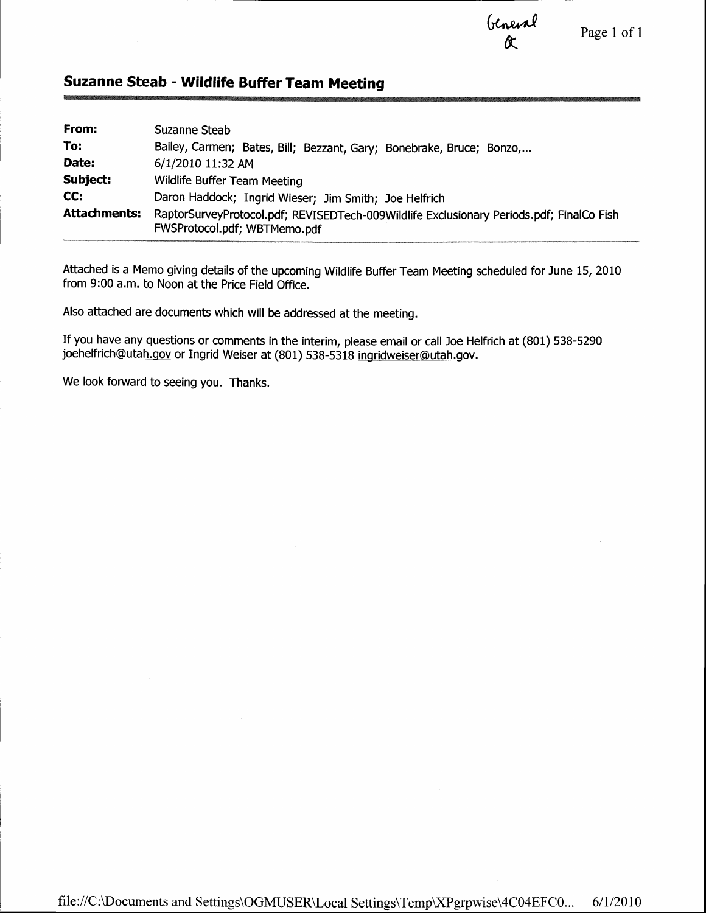General
&

## Suzanne Steab - Wildlife Buffer Team Meeting

| | |
|---|---|
| **From:** | Suzanne Steab |
| **To:** | Bailey, Carmen; Bates, Bill; Bezzant, Gary; Bonebrake, Bruce; Bonzo,... |
| **Date:** | 6/1/2010 11:32 AM |
| **Subject:** | Wildlife Buffer Team Meeting |
| **CC:** | Daron Haddock; Ingrid Wieser; Jim Smith; Joe Helfrich |
| **Attachments:** | RaptorSurveyProtocol.pdf; REVISEDTech-009Wildlife Exclusionary Periods.pdf; FinalCo Fish FWSProtocol.pdf; WBTMemo.pdf |

Attached is a Memo giving details of the upcoming Wildlife Buffer Team Meeting scheduled for June 15, 2010 from 9:00 a.m. to Noon at the Price Field Office.

Also attached are documents which will be addressed at the meeting.

If you have any questions or comments in the interim, please email or call Joe Helfrich at (801) 538-5290 joehelfrich@utah.gov or Ingrid Weiser at (801) 538-5318 ingridweiser@utah.gov.

We look forward to seeing you. Thanks.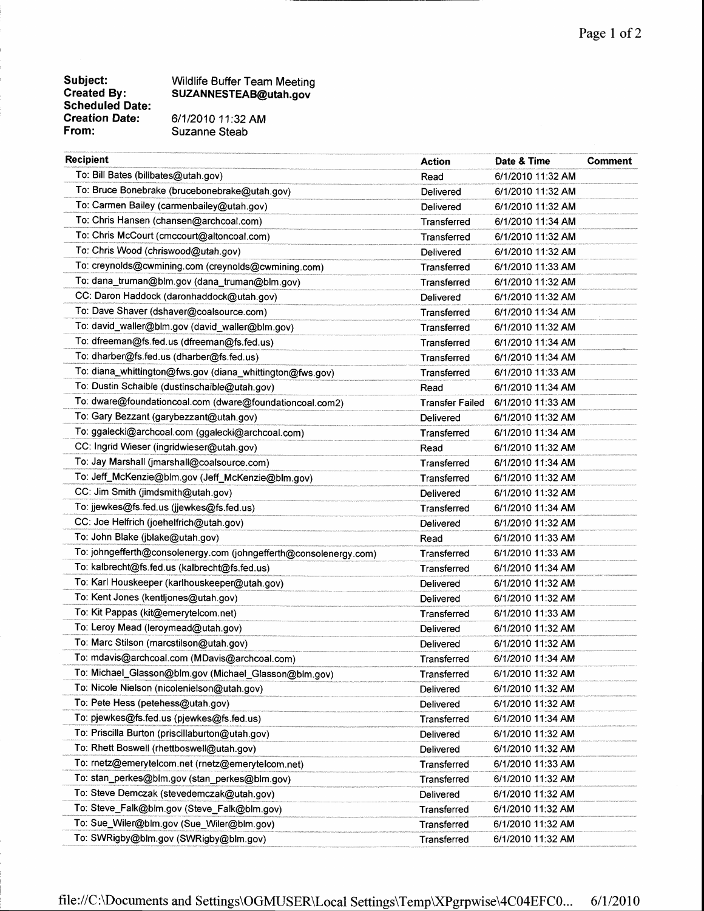**Subject:** Wildlife Buffer Team Meeting
**Created By:** SUZANNESTEAB@utah.gov
**Scheduled Date:**
**Creation Date:** 6/1/2010 11:32 AM
**From:** Suzanne Steab

| Recipient | Action | Date & Time | Comment |
|---|---|---|---|
| To: Bill Bates (billbates@utah.gov) | Read | 6/1/2010 11:32 AM | |
| To: Bruce Bonebrake (brucebonebrake@utah.gov) | Delivered | 6/1/2010 11:32 AM | |
| To: Carmen Bailey (carmenbailey@utah.gov) | Delivered | 6/1/2010 11:32 AM | |
| To: Chris Hansen (chansen@archcoal.com) | Transferred | 6/1/2010 11:34 AM | |
| To: Chris McCourt (cmccourt@altoncoal.com) | Transferred | 6/1/2010 11:32 AM | |
| To: Chris Wood (chriswood@utah.gov) | Delivered | 6/1/2010 11:32 AM | |
| To: creynolds@cwmining.com (creynolds@cwmining.com) | Transferred | 6/1/2010 11:33 AM | |
| To: dana_truman@blm.gov (dana_truman@blm.gov) | Transferred | 6/1/2010 11:32 AM | |
| CC: Daron Haddock (daronhaddock@utah.gov) | Delivered | 6/1/2010 11:32 AM | |
| To: Dave Shaver (dshaver@coalsource.com) | Transferred | 6/1/2010 11:34 AM | |
| To: david_waller@blm.gov (david_waller@blm.gov) | Transferred | 6/1/2010 11:32 AM | |
| To: dfreeman@fs.fed.us (dfreeman@fs.fed.us) | Transferred | 6/1/2010 11:34 AM | |
| To: dharber@fs.fed.us (dharber@fs.fed.us) | Transferred | 6/1/2010 11:34 AM | |
| To: diana_whittington@fws.gov (diana_whittington@fws.gov) | Transferred | 6/1/2010 11:33 AM | |
| To: Dustin Schaible (dustinschaible@utah.gov) | Read | 6/1/2010 11:34 AM | |
| To: dware@foundationcoal.com (dware@foundationcoal.com2) | Transfer Failed | 6/1/2010 11:33 AM | |
| To: Gary Bezzant (garybezzant@utah.gov) | Delivered | 6/1/2010 11:32 AM | |
| To: ggalecki@archcoal.com (ggalecki@archcoal.com) | Transferred | 6/1/2010 11:34 AM | |
| CC: Ingrid Wieser (ingridwieser@utah.gov) | Read | 6/1/2010 11:32 AM | |
| To: Jay Marshall (jmarshall@coalsource.com) | Transferred | 6/1/2010 11:34 AM | |
| To: Jeff_McKenzie@blm.gov (Jeff_McKenzie@blm.gov) | Transferred | 6/1/2010 11:32 AM | |
| CC: Jim Smith (jimdsmith@utah.gov) | Delivered | 6/1/2010 11:32 AM | |
| To: jjewkes@fs.fed.us (jjewkes@fs.fed.us) | Transferred | 6/1/2010 11:34 AM | |
| CC: Joe Helfrich (joehelfrich@utah.gov) | Delivered | 6/1/2010 11:32 AM | |
| To: John Blake (jblake@utah.gov) | Read | 6/1/2010 11:33 AM | |
| To: johngefferth@consolenergy.com (johngefferth@consolenergy.com) | Transferred | 6/1/2010 11:33 AM | |
| To: kalbrecht@fs.fed.us (kalbrecht@fs.fed.us) | Transferred | 6/1/2010 11:34 AM | |
| To: Karl Houskeeper (karlhouskeeper@utah.gov) | Delivered | 6/1/2010 11:32 AM | |
| To: Kent Jones (kentljones@utah.gov) | Delivered | 6/1/2010 11:32 AM | |
| To: Kit Pappas (kit@emerytelcom.net) | Transferred | 6/1/2010 11:33 AM | |
| To: Leroy Mead (leroymead@utah.gov) | Delivered | 6/1/2010 11:32 AM | |
| To: Marc Stilson (marcstilson@utah.gov) | Delivered | 6/1/2010 11:32 AM | |
| To: mdavis@archcoal.com (MDavis@archcoal.com) | Transferred | 6/1/2010 11:34 AM | |
| To: Michael_Glasson@blm.gov (Michael_Glasson@blm.gov) | Transferred | 6/1/2010 11:32 AM | |
| To: Nicole Nielson (nicolenielson@utah.gov) | Delivered | 6/1/2010 11:32 AM | |
| To: Pete Hess (petehess@utah.gov) | Delivered | 6/1/2010 11:32 AM | |
| To: pjewkes@fs.fed.us (pjewkes@fs.fed.us) | Transferred | 6/1/2010 11:34 AM | |
| To: Priscilla Burton (priscillaburton@utah.gov) | Delivered | 6/1/2010 11:32 AM | |
| To: Rhett Boswell (rhettboswell@utah.gov) | Delivered | 6/1/2010 11:32 AM | |
| To: rnetz@emerytelcom.net (rnetz@emerytelcom.net) | Transferred | 6/1/2010 11:33 AM | |
| To: stan_perkes@blm.gov (stan_perkes@blm.gov) | Transferred | 6/1/2010 11:32 AM | |
| To: Steve Demczak (stevedemczak@utah.gov) | Delivered | 6/1/2010 11:32 AM | |
| To: Steve_Falk@blm.gov (Steve_Falk@blm.gov) | Transferred | 6/1/2010 11:32 AM | |
| To: Sue_Wiler@blm.gov (Sue_Wiler@blm.gov) | Transferred | 6/1/2010 11:32 AM | |
| To: SWRigby@blm.gov (SWRigby@blm.gov) | Transferred | 6/1/2010 11:32 AM | |

file://C:\Documents and Settings\OGMUSER\Local Settings\Temp\XPgrpwise\4C04EFC0... 6/1/2010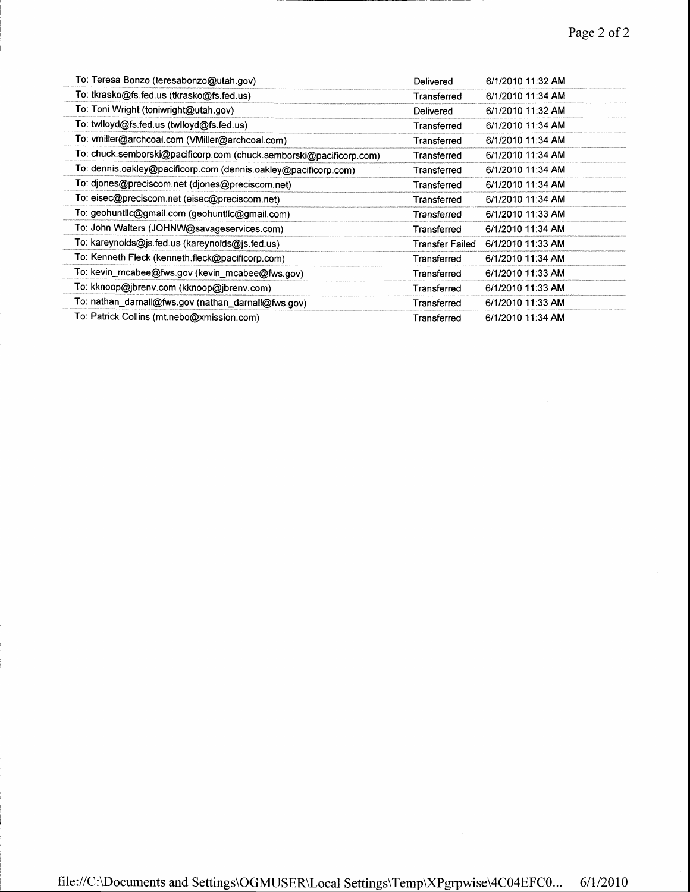| | | |
|---|---|---|
| To: Teresa Bonzo (teresabonzo@utah.gov) | Delivered | 6/1/2010 11:32 AM |
| To: tkrasko@fs.fed.us (tkrasko@fs.fed.us) | Transferred | 6/1/2010 11:34 AM |
| To: Toni Wright (toniwright@utah.gov) | Delivered | 6/1/2010 11:32 AM |
| To: twlloyd@fs.fed.us (twlloyd@fs.fed.us) | Transferred | 6/1/2010 11:34 AM |
| To: vmiller@archcoal.com (VMiller@archcoal.com) | Transferred | 6/1/2010 11:34 AM |
| To: chuck.semborski@pacificorp.com (chuck.semborski@pacificorp.com) | Transferred | 6/1/2010 11:34 AM |
| To: dennis.oakley@pacificorp.com (dennis.oakley@pacificorp.com) | Transferred | 6/1/2010 11:34 AM |
| To: djones@preciscom.net (djones@preciscom.net) | Transferred | 6/1/2010 11:34 AM |
| To: eisec@preciscom.net (eisec@preciscom.net) | Transferred | 6/1/2010 11:34 AM |
| To: geohuntllc@gmail.com (geohuntllc@gmail.com) | Transferred | 6/1/2010 11:33 AM |
| To: John Walters (JOHNW@savageservices.com) | Transferred | 6/1/2010 11:34 AM |
| To: kareynolds@js.fed.us (kareynolds@js.fed.us) | Transfer Failed | 6/1/2010 11:33 AM |
| To: Kenneth Fleck (kenneth.fleck@pacificorp.com) | Transferred | 6/1/2010 11:34 AM |
| To: kevin_mcabee@fws.gov (kevin_mcabee@fws.gov) | Transferred | 6/1/2010 11:33 AM |
| To: kknoop@jbrenv.com (kknoop@jbrenv.com) | Transferred | 6/1/2010 11:33 AM |
| To: nathan_darnall@fws.gov (nathan_darnall@fws.gov) | Transferred | 6/1/2010 11:33 AM |
| To: Patrick Collins (mt.nebo@xmission.com) | Transferred | 6/1/2010 11:34 AM |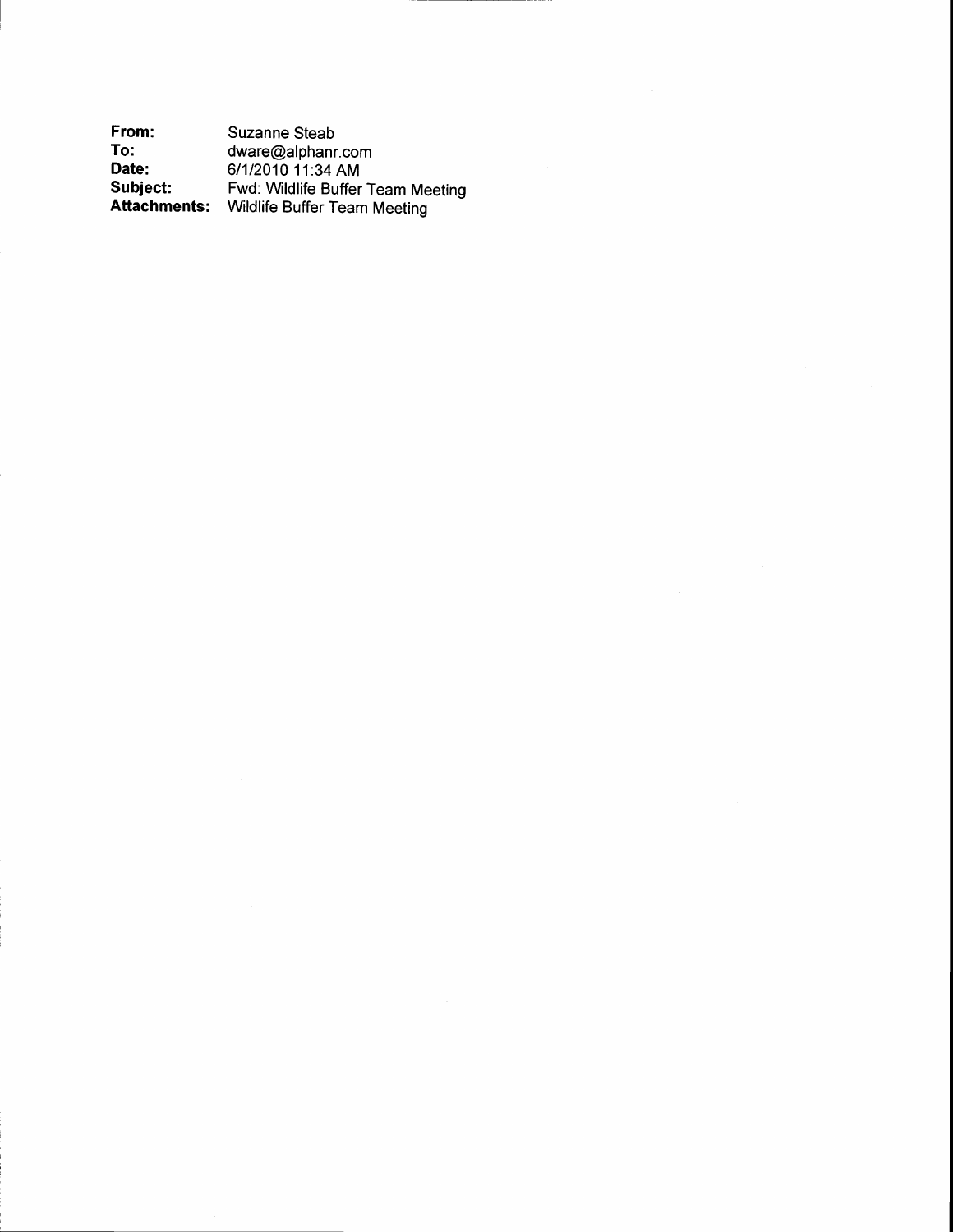**From:** Suzanne Steab
**To:** dware@alphanr.com
**Date:** 6/1/2010 11:34 AM
**Subject:** Fwd: Wildlife Buffer Team Meeting
**Attachments:** Wildlife Buffer Team Meeting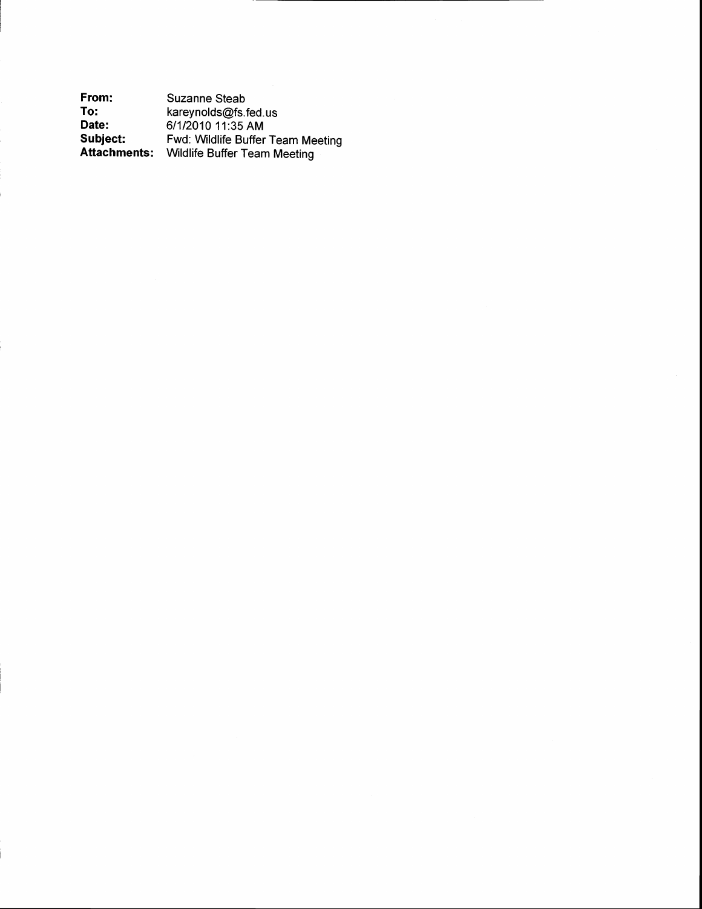**From:** Suzanne Steab
**To:** kareynolds@fs.fed.us
**Date:** 6/1/2010 11:35 AM
**Subject:** Fwd: Wildlife Buffer Team Meeting
**Attachments:** Wildlife Buffer Team Meeting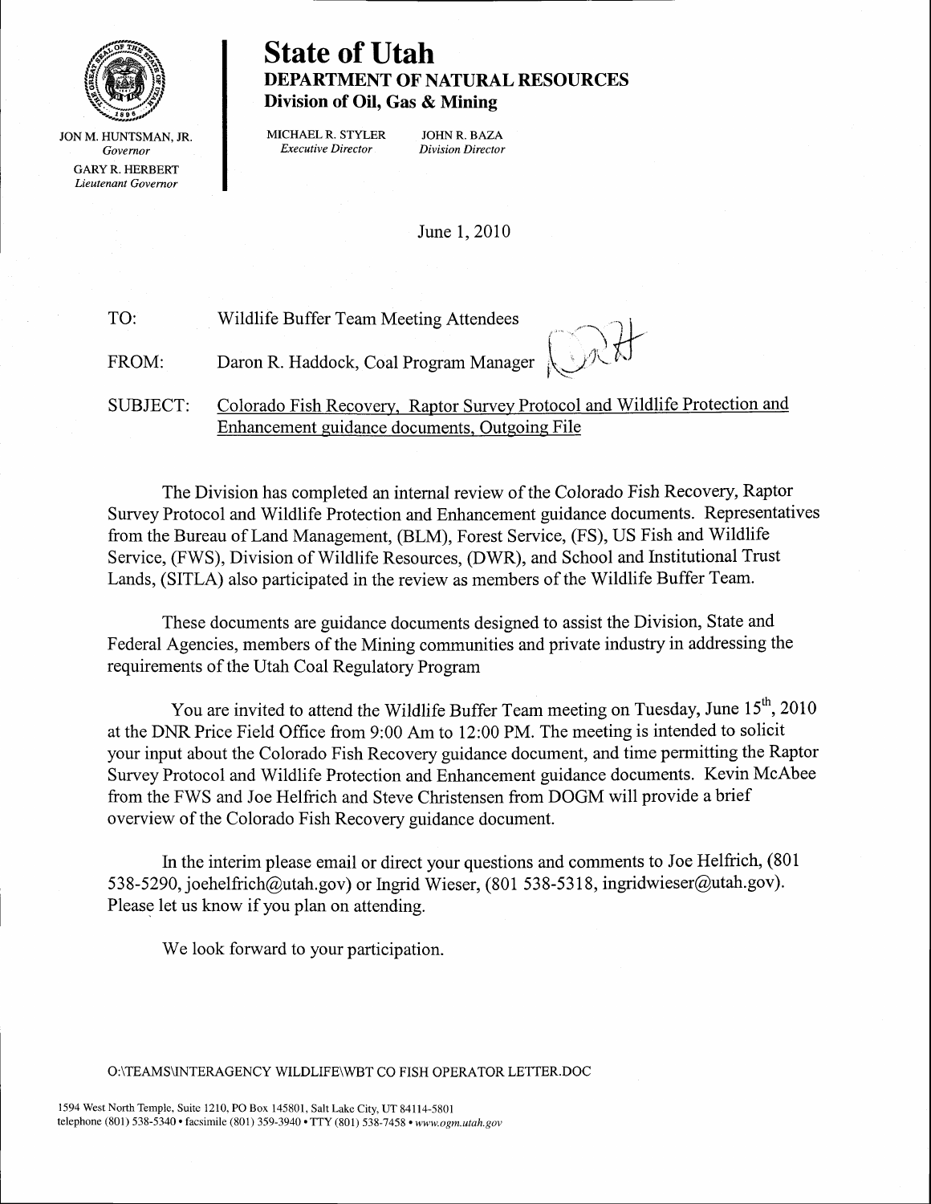JON M. HUNTSMAN, JR.
*Governor*

GARY R. HERBERT
*Lieutenant Governor*

# State of Utah
## DEPARTMENT OF NATURAL RESOURCES
### Division of Oil, Gas & Mining

MICHAEL R. STYLER
*Executive Director*

JOHN R. BAZA
*Division Director*

June 1, 2010

TO: Wildlife Buffer Team Meeting Attendees

FROM: Daron R. Haddock, Coal Program Manager

SUBJECT: Colorado Fish Recovery, Raptor Survey Protocol and Wildlife Protection and Enhancement guidance documents, Outgoing File

The Division has completed an internal review of the Colorado Fish Recovery, Raptor Survey Protocol and Wildlife Protection and Enhancement guidance documents. Representatives from the Bureau of Land Management, (BLM), Forest Service, (FS), US Fish and Wildlife Service, (FWS), Division of Wildlife Resources, (DWR), and School and Institutional Trust Lands, (SITLA) also participated in the review as members of the Wildlife Buffer Team.

These documents are guidance documents designed to assist the Division, State and Federal Agencies, members of the Mining communities and private industry in addressing the requirements of the Utah Coal Regulatory Program

You are invited to attend the Wildlife Buffer Team meeting on Tuesday, June 15th, 2010 at the DNR Price Field Office from 9:00 Am to 12:00 PM. The meeting is intended to solicit your input about the Colorado Fish Recovery guidance document, and time permitting the Raptor Survey Protocol and Wildlife Protection and Enhancement guidance documents. Kevin McAbee from the FWS and Joe Helfrich and Steve Christensen from DOGM will provide a brief overview of the Colorado Fish Recovery guidance document.

In the interim please email or direct your questions and comments to Joe Helfrich, (801 538-5290, joehelfrich@utah.gov) or Ingrid Wieser, (801 538-5318, ingridwieser@utah.gov). Please let us know if you plan on attending.

We look forward to your participation.

O:\TEAMS\INTERAGENCY WILDLIFE\WBT CO FISH OPERATOR LETTER.DOC

1594 West North Temple, Suite 1210, PO Box 145801, Salt Lake City, UT 84114-5801
telephone (801) 538-5340 • facsimile (801) 359-3940 • TTY (801) 538-7458 • *www.ogm.utah.gov*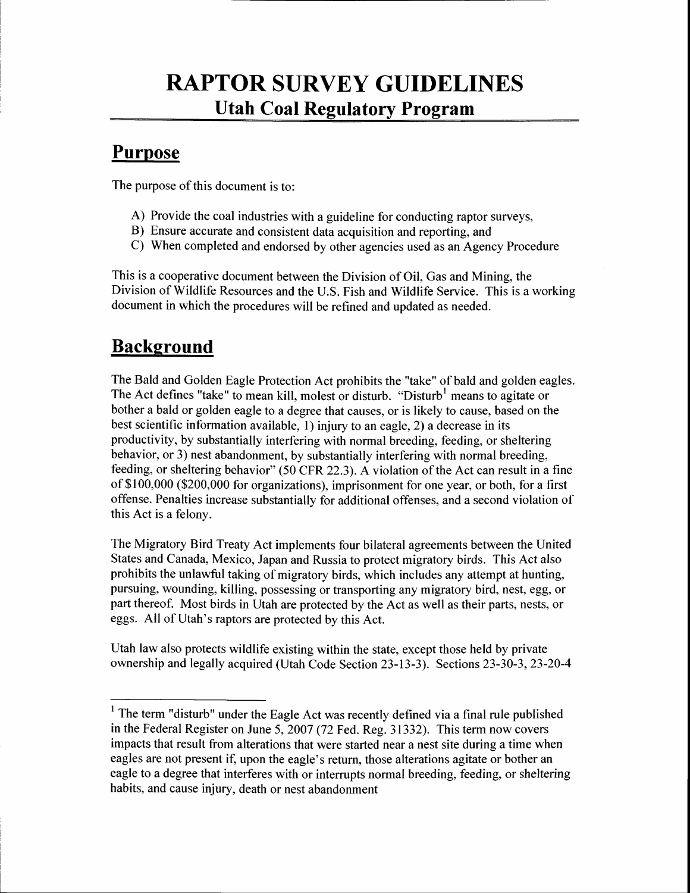# RAPTOR SURVEY GUIDELINES

## Utah Coal Regulatory Program

## Purpose

The purpose of this document is to:

A) Provide the coal industries with a guideline for conducting raptor surveys,
B) Ensure accurate and consistent data acquisition and reporting, and
C) When completed and endorsed by other agencies used as an Agency Procedure

This is a cooperative document between the Division of Oil, Gas and Mining, the Division of Wildlife Resources and the U.S. Fish and Wildlife Service. This is a working document in which the procedures will be refined and updated as needed.

## Background

The Bald and Golden Eagle Protection Act prohibits the "take" of bald and golden eagles. The Act defines "take" to mean kill, molest or disturb. "Disturb[1] means to agitate or bother a bald or golden eagle to a degree that causes, or is likely to cause, based on the best scientific information available, 1) injury to an eagle, 2) a decrease in its productivity, by substantially interfering with normal breeding, feeding, or sheltering behavior, or 3) nest abandonment, by substantially interfering with normal breeding, feeding, or sheltering behavior" (50 CFR 22.3). A violation of the Act can result in a fine of $100,000 ($200,000 for organizations), imprisonment for one year, or both, for a first offense. Penalties increase substantially for additional offenses, and a second violation of this Act is a felony.

The Migratory Bird Treaty Act implements four bilateral agreements between the United States and Canada, Mexico, Japan and Russia to protect migratory birds. This Act also prohibits the unlawful taking of migratory birds, which includes any attempt at hunting, pursuing, wounding, killing, possessing or transporting any migratory bird, nest, egg, or part thereof. Most birds in Utah are protected by the Act as well as their parts, nests, or eggs. All of Utah's raptors are protected by this Act.

Utah law also protects wildlife existing within the state, except those held by private ownership and legally acquired (Utah Code Section 23-13-3). Sections 23-30-3, 23-20-4

---

[1] The term "disturb" under the Eagle Act was recently defined via a final rule published in the Federal Register on June 5, 2007 (72 Fed. Reg. 31332). This term now covers impacts that result from alterations that were started near a nest site during a time when eagles are not present if, upon the eagle's return, those alterations agitate or bother an eagle to a degree that interferes with or interrupts normal breeding, feeding, or sheltering habits, and cause injury, death or nest abandonment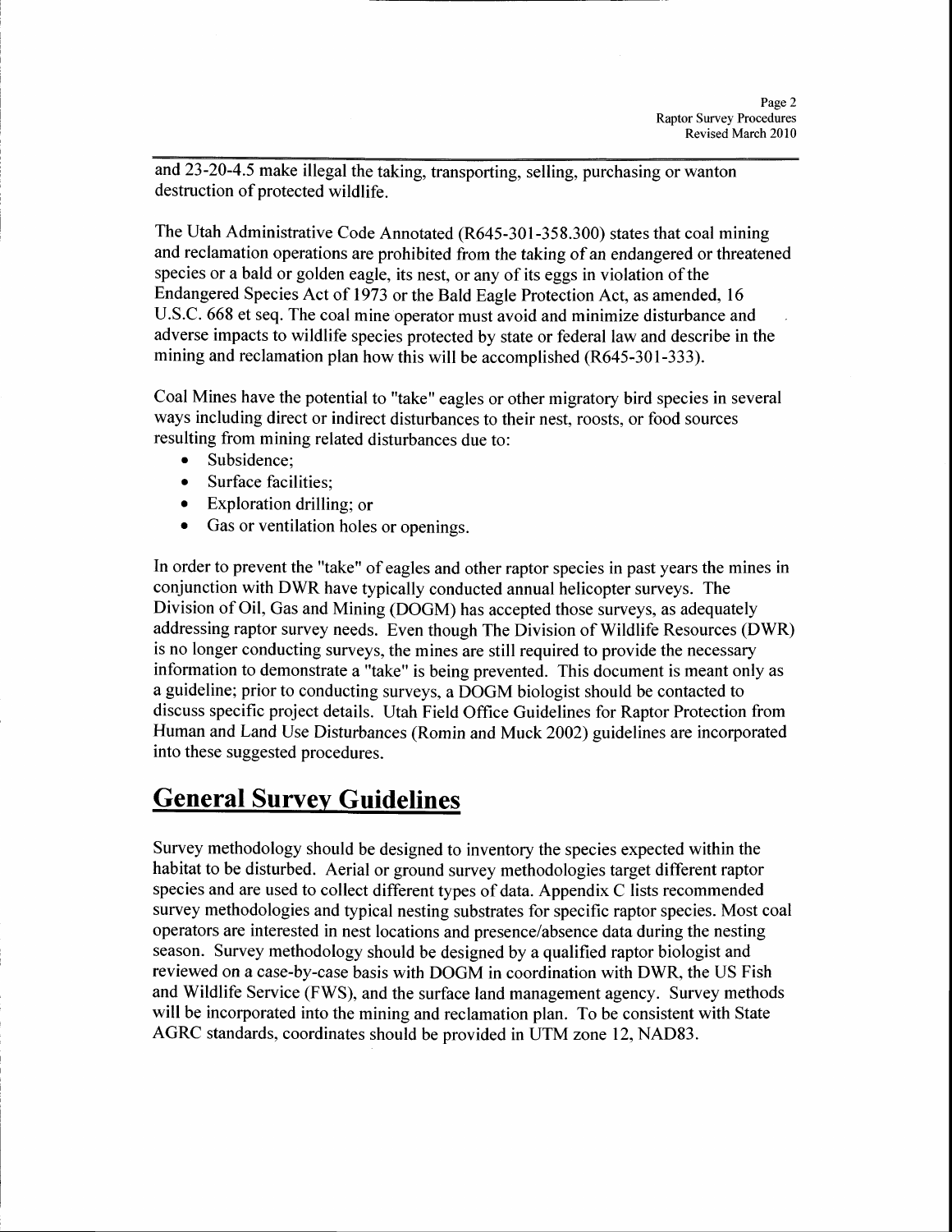and 23-20-4.5 make illegal the taking, transporting, selling, purchasing or wanton destruction of protected wildlife.

The Utah Administrative Code Annotated (R645-301-358.300) states that coal mining and reclamation operations are prohibited from the taking of an endangered or threatened species or a bald or golden eagle, its nest, or any of its eggs in violation of the Endangered Species Act of 1973 or the Bald Eagle Protection Act, as amended, 16 U.S.C. 668 et seq. The coal mine operator must avoid and minimize disturbance and adverse impacts to wildlife species protected by state or federal law and describe in the mining and reclamation plan how this will be accomplished (R645-301-333).

Coal Mines have the potential to "take" eagles or other migratory bird species in several ways including direct or indirect disturbances to their nest, roosts, or food sources resulting from mining related disturbances due to:

- Subsidence;
- Surface facilities;
- Exploration drilling; or
- Gas or ventilation holes or openings.

In order to prevent the "take" of eagles and other raptor species in past years the mines in conjunction with DWR have typically conducted annual helicopter surveys. The Division of Oil, Gas and Mining (DOGM) has accepted those surveys, as adequately addressing raptor survey needs. Even though The Division of Wildlife Resources (DWR) is no longer conducting surveys, the mines are still required to provide the necessary information to demonstrate a "take" is being prevented. This document is meant only as a guideline; prior to conducting surveys, a DOGM biologist should be contacted to discuss specific project details. Utah Field Office Guidelines for Raptor Protection from Human and Land Use Disturbances (Romin and Muck 2002) guidelines are incorporated into these suggested procedures.

## General Survey Guidelines

Survey methodology should be designed to inventory the species expected within the habitat to be disturbed. Aerial or ground survey methodologies target different raptor species and are used to collect different types of data. Appendix C lists recommended survey methodologies and typical nesting substrates for specific raptor species. Most coal operators are interested in nest locations and presence/absence data during the nesting season. Survey methodology should be designed by a qualified raptor biologist and reviewed on a case-by-case basis with DOGM in coordination with DWR, the US Fish and Wildlife Service (FWS), and the surface land management agency. Survey methods will be incorporated into the mining and reclamation plan. To be consistent with State AGRC standards, coordinates should be provided in UTM zone 12, NAD83.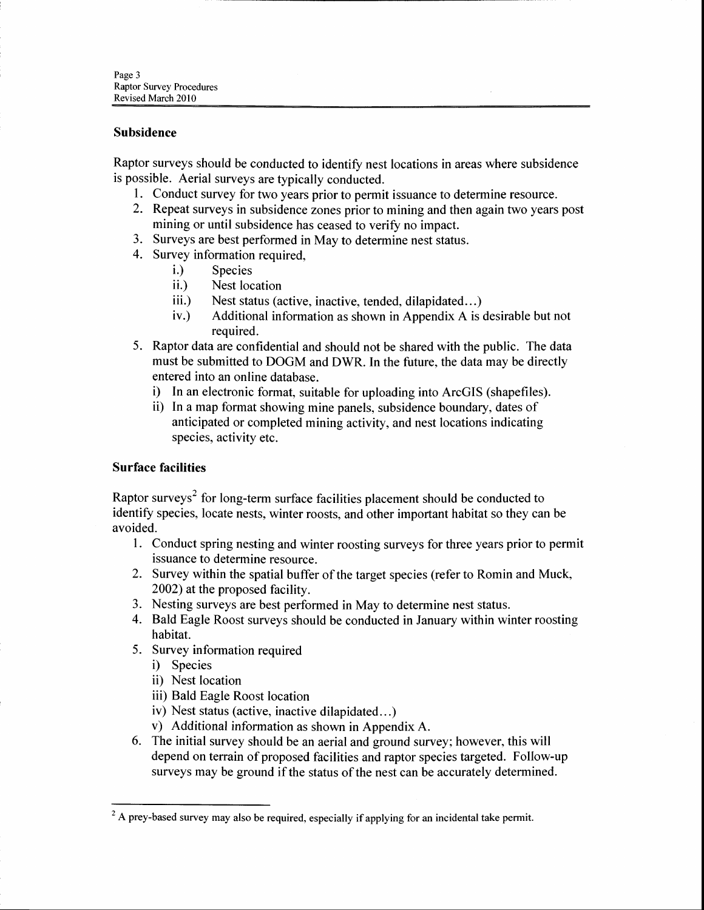## Subsidence

Raptor surveys should be conducted to identify nest locations in areas where subsidence is possible. Aerial surveys are typically conducted.

1. Conduct survey for two years prior to permit issuance to determine resource.
2. Repeat surveys in subsidence zones prior to mining and then again two years post mining or until subsidence has ceased to verify no impact.
3. Surveys are best performed in May to determine nest status.
4. Survey information required,
   - i.) Species
   - ii.) Nest location
   - iii.) Nest status (active, inactive, tended, dilapidated…)
   - iv.) Additional information as shown in Appendix A is desirable but not required.
5. Raptor data are confidential and should not be shared with the public. The data must be submitted to DOGM and DWR. In the future, the data may be directly entered into an online database.
   - i) In an electronic format, suitable for uploading into ArcGIS (shapefiles).
   - ii) In a map format showing mine panels, subsidence boundary, dates of anticipated or completed mining activity, and nest locations indicating species, activity etc.

## Surface facilities

Raptor surveys[2] for long-term surface facilities placement should be conducted to identify species, locate nests, winter roosts, and other important habitat so they can be avoided.

1. Conduct spring nesting and winter roosting surveys for three years prior to permit issuance to determine resource.
2. Survey within the spatial buffer of the target species (refer to Romin and Muck, 2002) at the proposed facility.
3. Nesting surveys are best performed in May to determine nest status.
4. Bald Eagle Roost surveys should be conducted in January within winter roosting habitat.
5. Survey information required
   - i) Species
   - ii) Nest location
   - iii) Bald Eagle Roost location
   - iv) Nest status (active, inactive dilapidated…)
   - v) Additional information as shown in Appendix A.
6. The initial survey should be an aerial and ground survey; however, this will depend on terrain of proposed facilities and raptor species targeted. Follow-up surveys may be ground if the status of the nest can be accurately determined.

---

[2] A prey-based survey may also be required, especially if applying for an incidental take permit.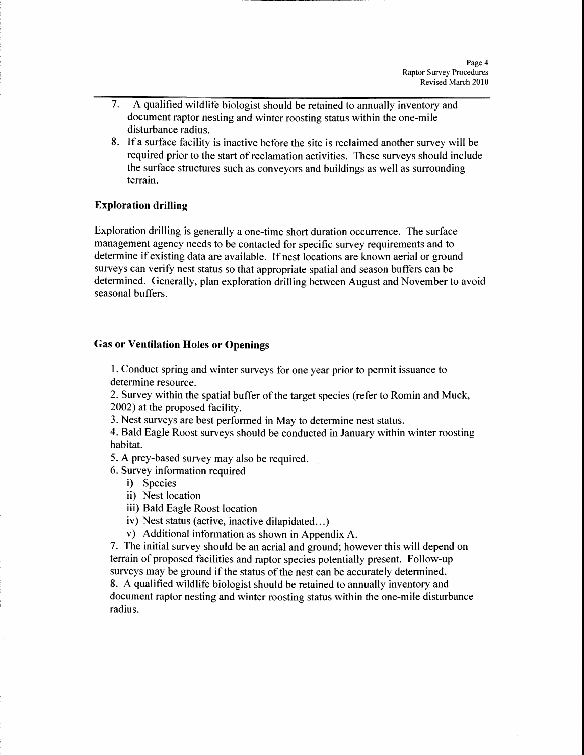7. A qualified wildlife biologist should be retained to annually inventory and document raptor nesting and winter roosting status within the one-mile disturbance radius.
8. If a surface facility is inactive before the site is reclaimed another survey will be required prior to the start of reclamation activities. These surveys should include the surface structures such as conveyors and buildings as well as surrounding terrain.

### Exploration drilling

Exploration drilling is generally a one-time short duration occurrence. The surface management agency needs to be contacted for specific survey requirements and to determine if existing data are available. If nest locations are known aerial or ground surveys can verify nest status so that appropriate spatial and season buffers can be determined. Generally, plan exploration drilling between August and November to avoid seasonal buffers.

### Gas or Ventilation Holes or Openings

1. Conduct spring and winter surveys for one year prior to permit issuance to determine resource.
2. Survey within the spatial buffer of the target species (refer to Romin and Muck, 2002) at the proposed facility.
3. Nest surveys are best performed in May to determine nest status.
4. Bald Eagle Roost surveys should be conducted in January within winter roosting habitat.
5. A prey-based survey may also be required.
6. Survey information required
   i) Species
   ii) Nest location
   iii) Bald Eagle Roost location
   iv) Nest status (active, inactive dilapidated…)
   v) Additional information as shown in Appendix A.
7. The initial survey should be an aerial and ground; however this will depend on terrain of proposed facilities and raptor species potentially present. Follow-up surveys may be ground if the status of the nest can be accurately determined.
8. A qualified wildlife biologist should be retained to annually inventory and document raptor nesting and winter roosting status within the one-mile disturbance radius.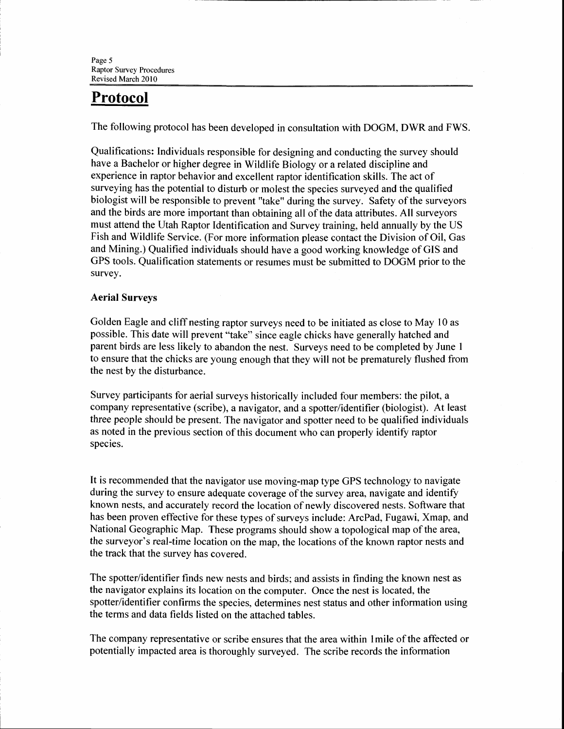# Protocol

The following protocol has been developed in consultation with DOGM, DWR and FWS.

Qualifications: Individuals responsible for designing and conducting the survey should have a Bachelor or higher degree in Wildlife Biology or a related discipline and experience in raptor behavior and excellent raptor identification skills. The act of surveying has the potential to disturb or molest the species surveyed and the qualified biologist will be responsible to prevent "take" during the survey. Safety of the surveyors and the birds are more important than obtaining all of the data attributes. All surveyors must attend the Utah Raptor Identification and Survey training, held annually by the US Fish and Wildlife Service. (For more information please contact the Division of Oil, Gas and Mining.) Qualified individuals should have a good working knowledge of GIS and GPS tools. Qualification statements or resumes must be submitted to DOGM prior to the survey.

**Aerial Surveys**

Golden Eagle and cliff nesting raptor surveys need to be initiated as close to May 10 as possible. This date will prevent "take" since eagle chicks have generally hatched and parent birds are less likely to abandon the nest. Surveys need to be completed by June 1 to ensure that the chicks are young enough that they will not be prematurely flushed from the nest by the disturbance.

Survey participants for aerial surveys historically included four members: the pilot, a company representative (scribe), a navigator, and a spotter/identifier (biologist). At least three people should be present. The navigator and spotter need to be qualified individuals as noted in the previous section of this document who can properly identify raptor species.

It is recommended that the navigator use moving-map type GPS technology to navigate during the survey to ensure adequate coverage of the survey area, navigate and identify known nests, and accurately record the location of newly discovered nests. Software that has been proven effective for these types of surveys include: ArcPad, Fugawi, Xmap, and National Geographic Map. These programs should show a topological map of the area, the surveyor's real-time location on the map, the locations of the known raptor nests and the track that the survey has covered.

The spotter/identifier finds new nests and birds; and assists in finding the known nest as the navigator explains its location on the computer. Once the nest is located, the spotter/identifier confirms the species, determines nest status and other information using the terms and data fields listed on the attached tables.

The company representative or scribe ensures that the area within 1mile of the affected or potentially impacted area is thoroughly surveyed. The scribe records the information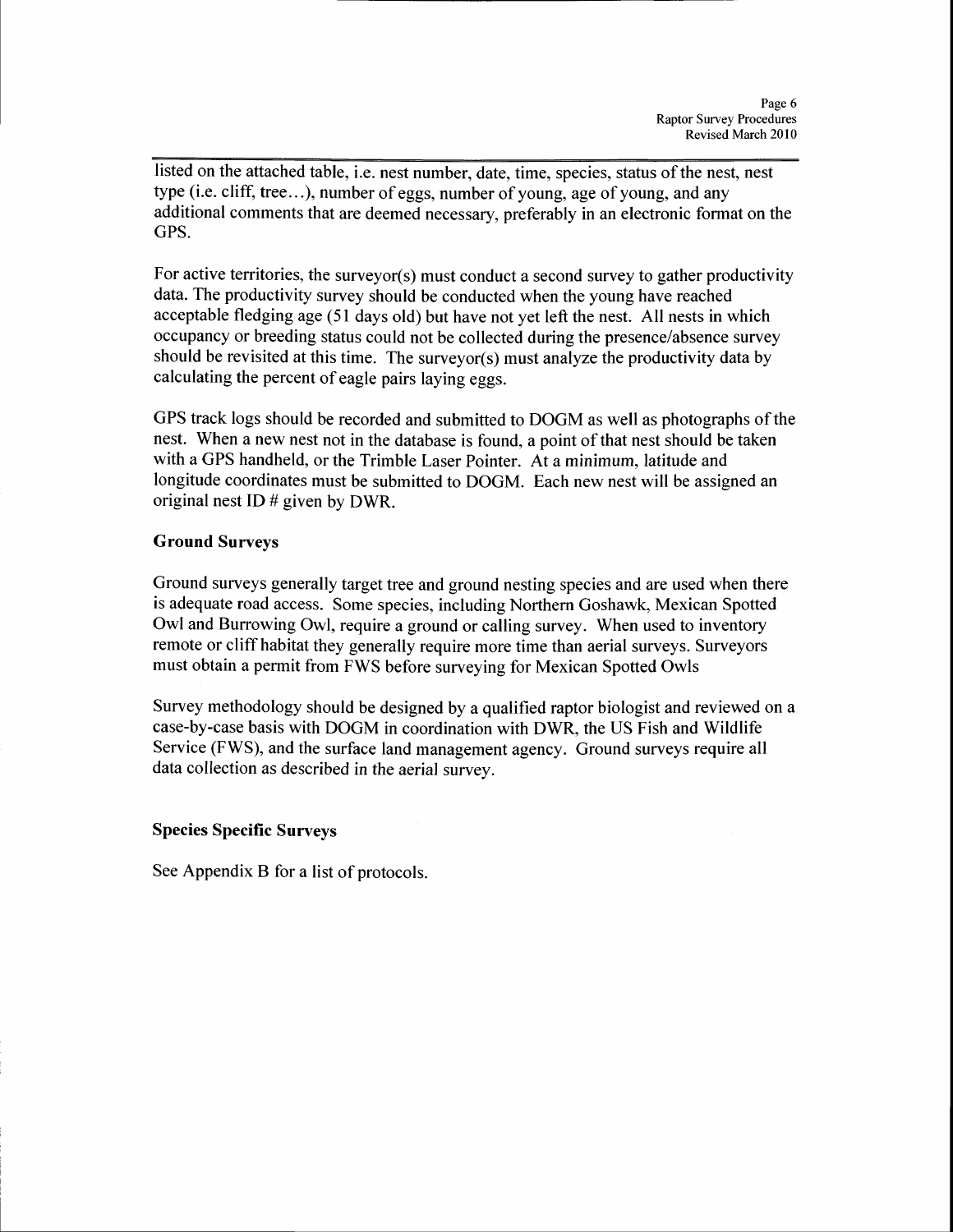listed on the attached table, i.e. nest number, date, time, species, status of the nest, nest type (i.e. cliff, tree…), number of eggs, number of young, age of young, and any additional comments that are deemed necessary, preferably in an electronic format on the GPS.

For active territories, the surveyor(s) must conduct a second survey to gather productivity data. The productivity survey should be conducted when the young have reached acceptable fledging age (51 days old) but have not yet left the nest. All nests in which occupancy or breeding status could not be collected during the presence/absence survey should be revisited at this time. The surveyor(s) must analyze the productivity data by calculating the percent of eagle pairs laying eggs.

GPS track logs should be recorded and submitted to DOGM as well as photographs of the nest. When a new nest not in the database is found, a point of that nest should be taken with a GPS handheld, or the Trimble Laser Pointer. At a minimum, latitude and longitude coordinates must be submitted to DOGM. Each new nest will be assigned an original nest ID # given by DWR.

**Ground Surveys**

Ground surveys generally target tree and ground nesting species and are used when there is adequate road access. Some species, including Northern Goshawk, Mexican Spotted Owl and Burrowing Owl, require a ground or calling survey. When used to inventory remote or cliff habitat they generally require more time than aerial surveys. Surveyors must obtain a permit from FWS before surveying for Mexican Spotted Owls

Survey methodology should be designed by a qualified raptor biologist and reviewed on a case-by-case basis with DOGM in coordination with DWR, the US Fish and Wildlife Service (FWS), and the surface land management agency. Ground surveys require all data collection as described in the aerial survey.

**Species Specific Surveys**

See Appendix B for a list of protocols.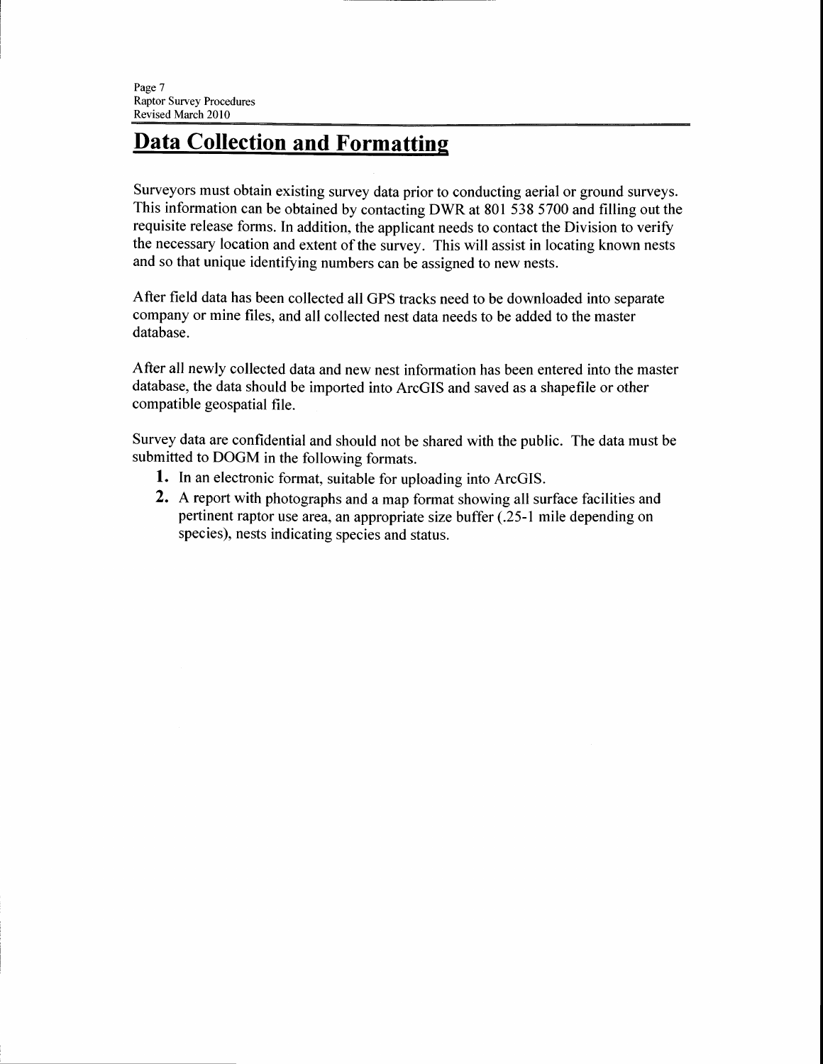## Data Collection and Formatting

Surveyors must obtain existing survey data prior to conducting aerial or ground surveys. This information can be obtained by contacting DWR at 801 538 5700 and filling out the requisite release forms. In addition, the applicant needs to contact the Division to verify the necessary location and extent of the survey. This will assist in locating known nests and so that unique identifying numbers can be assigned to new nests.

After field data has been collected all GPS tracks need to be downloaded into separate company or mine files, and all collected nest data needs to be added to the master database.

After all newly collected data and new nest information has been entered into the master database, the data should be imported into ArcGIS and saved as a shapefile or other compatible geospatial file.

Survey data are confidential and should not be shared with the public. The data must be submitted to DOGM in the following formats.

1. In an electronic format, suitable for uploading into ArcGIS.
2. A report with photographs and a map format showing all surface facilities and pertinent raptor use area, an appropriate size buffer (.25-1 mile depending on species), nests indicating species and status.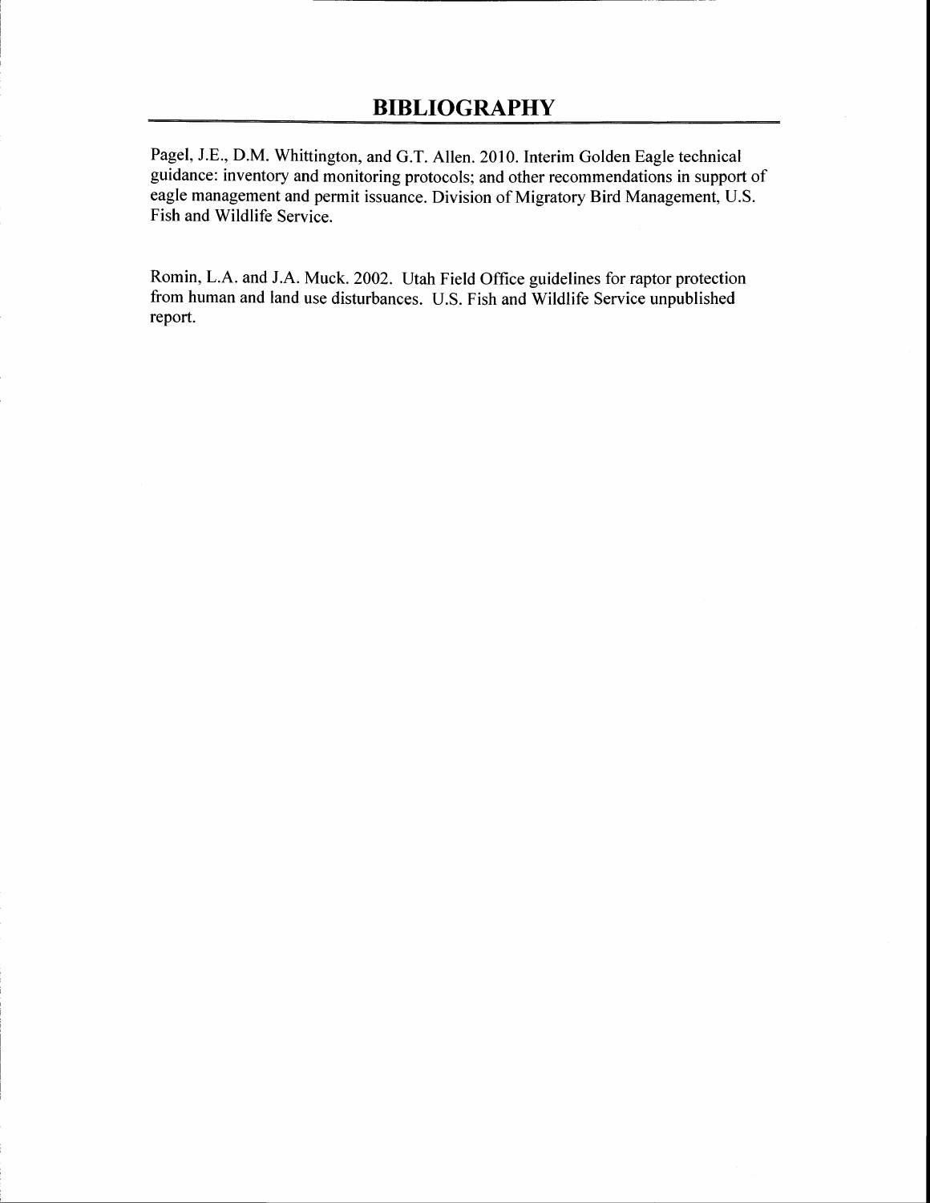# BIBLIOGRAPHY

Pagel, J.E., D.M. Whittington, and G.T. Allen. 2010. Interim Golden Eagle technical guidance: inventory and monitoring protocols; and other recommendations in support of eagle management and permit issuance. Division of Migratory Bird Management, U.S. Fish and Wildlife Service.

Romin, L.A. and J.A. Muck. 2002. Utah Field Office guidelines for raptor protection from human and land use disturbances. U.S. Fish and Wildlife Service unpublished report.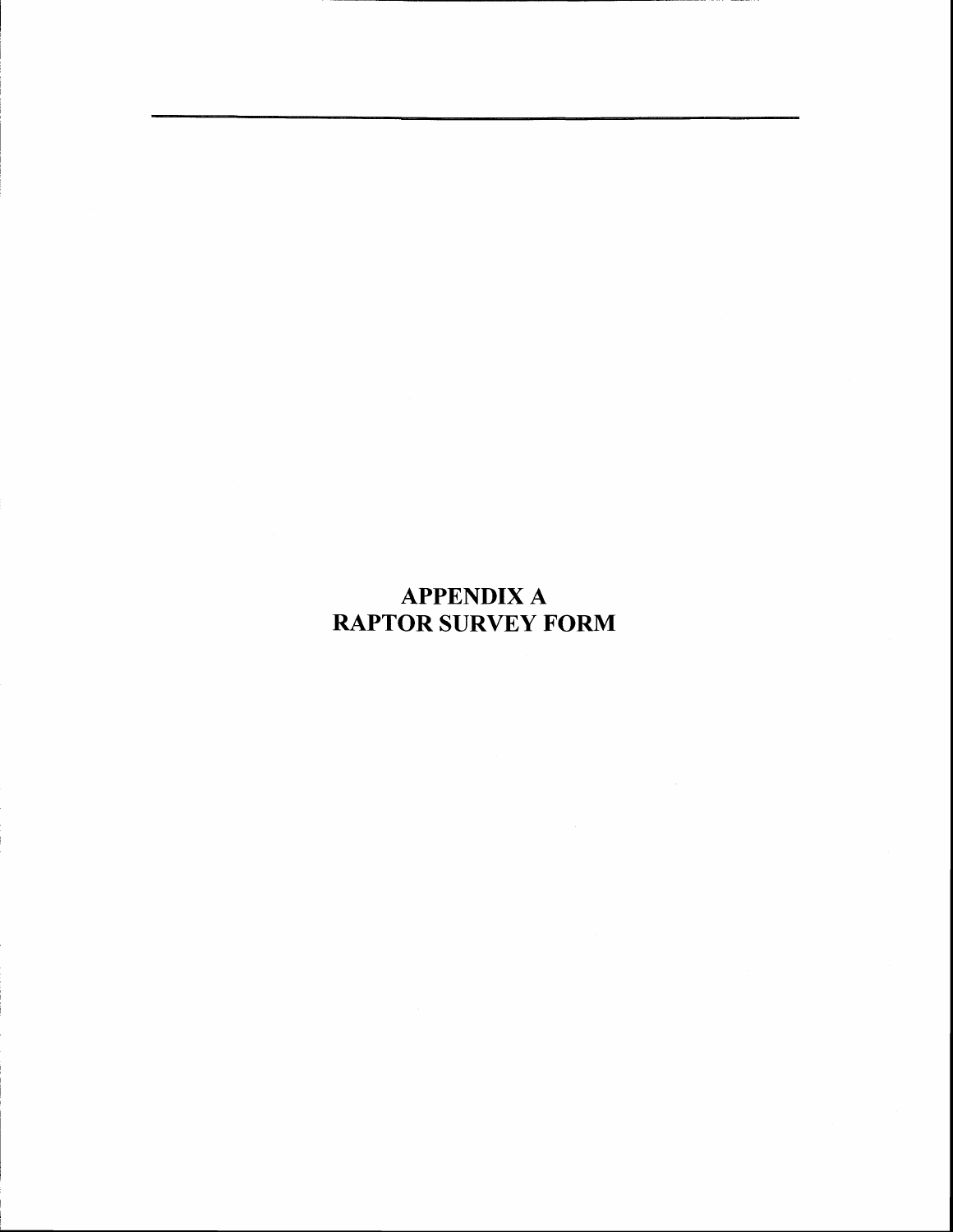# APPENDIX A
# RAPTOR SURVEY FORM